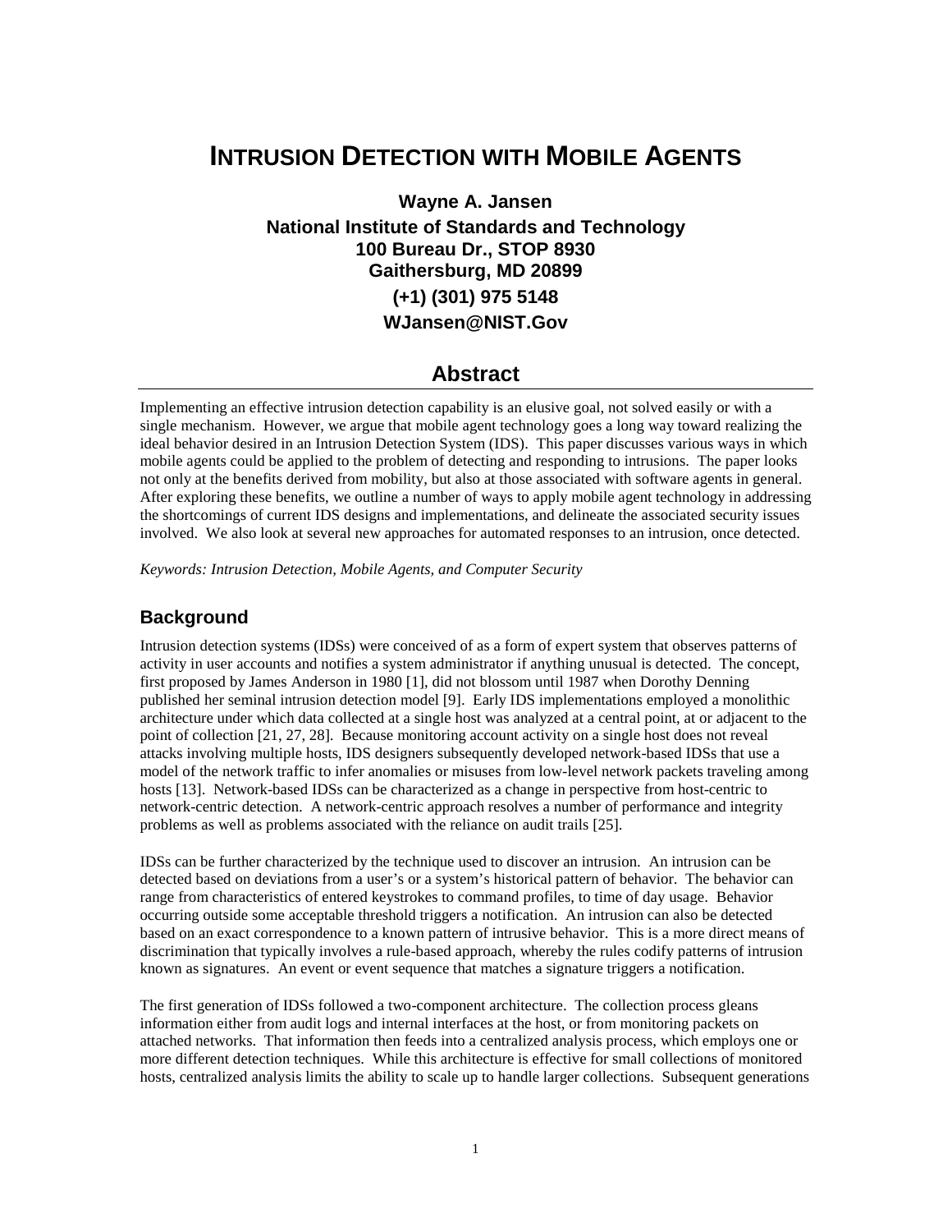# INTRUSION DETECTION WITH MOBILE AGENTS

**Wayne A. Jansen**
**National Institute of Standards and Technology**
**100 Bureau Dr., STOP 8930**
**Gaithersburg, MD 20899**
**(+1) (301) 975 5148**
**WJansen@NIST.Gov**

## Abstract

Implementing an effective intrusion detection capability is an elusive goal, not solved easily or with a single mechanism. However, we argue that mobile agent technology goes a long way toward realizing the ideal behavior desired in an Intrusion Detection System (IDS). This paper discusses various ways in which mobile agents could be applied to the problem of detecting and responding to intrusions. The paper looks not only at the benefits derived from mobility, but also at those associated with software agents in general. After exploring these benefits, we outline a number of ways to apply mobile agent technology in addressing the shortcomings of current IDS designs and implementations, and delineate the associated security issues involved. We also look at several new approaches for automated responses to an intrusion, once detected.

*Keywords: Intrusion Detection, Mobile Agents, and Computer Security*

### Background

Intrusion detection systems (IDSs) were conceived of as a form of expert system that observes patterns of activity in user accounts and notifies a system administrator if anything unusual is detected. The concept, first proposed by James Anderson in 1980 [1], did not blossom until 1987 when Dorothy Denning published her seminal intrusion detection model [9]. Early IDS implementations employed a monolithic architecture under which data collected at a single host was analyzed at a central point, at or adjacent to the point of collection [21, 27, 28]. Because monitoring account activity on a single host does not reveal attacks involving multiple hosts, IDS designers subsequently developed network-based IDSs that use a model of the network traffic to infer anomalies or misuses from low-level network packets traveling among hosts [13]. Network-based IDSs can be characterized as a change in perspective from host-centric to network-centric detection. A network-centric approach resolves a number of performance and integrity problems as well as problems associated with the reliance on audit trails [25].

IDSs can be further characterized by the technique used to discover an intrusion. An intrusion can be detected based on deviations from a user's or a system's historical pattern of behavior. The behavior can range from characteristics of entered keystrokes to command profiles, to time of day usage. Behavior occurring outside some acceptable threshold triggers a notification. An intrusion can also be detected based on an exact correspondence to a known pattern of intrusive behavior. This is a more direct means of discrimination that typically involves a rule-based approach, whereby the rules codify patterns of intrusion known as signatures. An event or event sequence that matches a signature triggers a notification.

The first generation of IDSs followed a two-component architecture. The collection process gleans information either from audit logs and internal interfaces at the host, or from monitoring packets on attached networks. That information then feeds into a centralized analysis process, which employs one or more different detection techniques. While this architecture is effective for small collections of monitored hosts, centralized analysis limits the ability to scale up to handle larger collections. Subsequent generations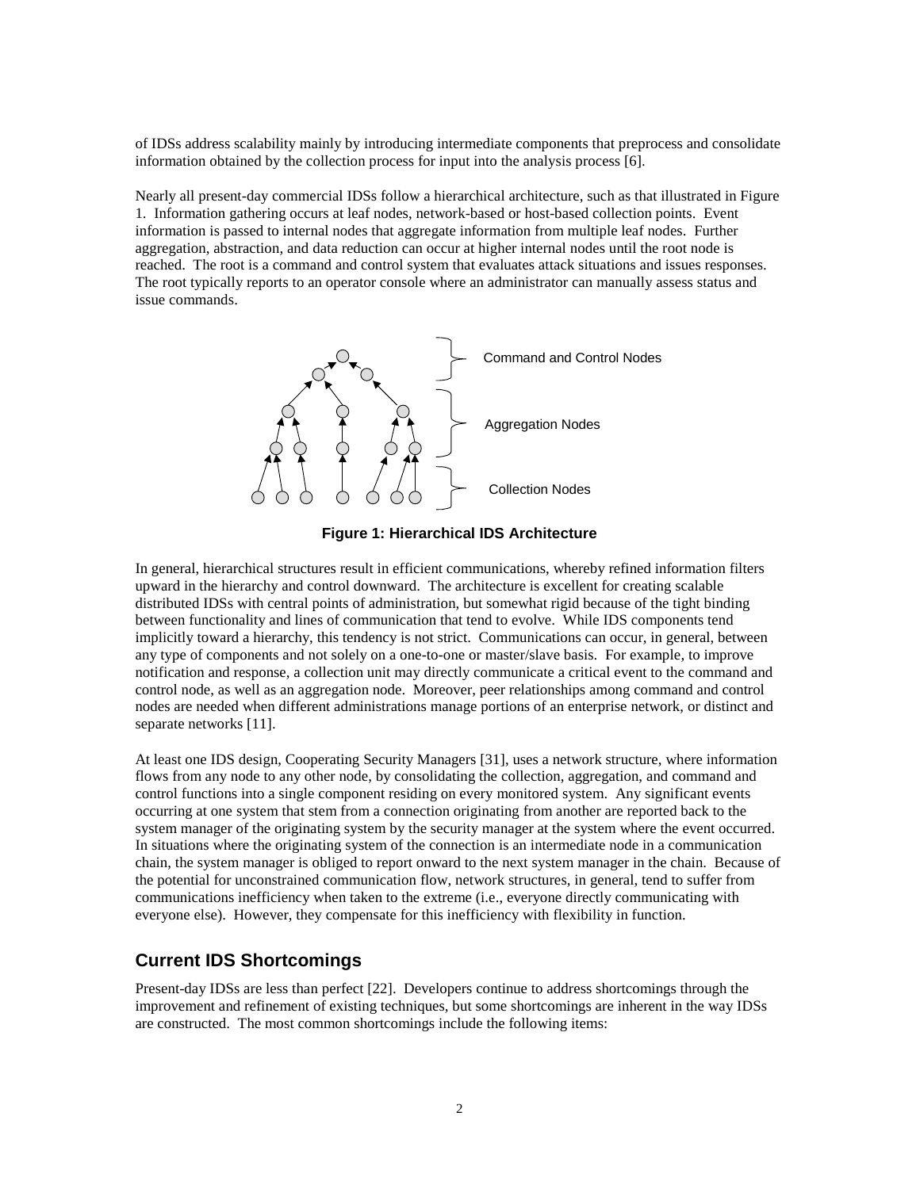of IDSs address scalability mainly by introducing intermediate components that preprocess and consolidate information obtained by the collection process for input into the analysis process [6].

Nearly all present-day commercial IDSs follow a hierarchical architecture, such as that illustrated in Figure 1. Information gathering occurs at leaf nodes, network-based or host-based collection points. Event information is passed to internal nodes that aggregate information from multiple leaf nodes. Further aggregation, abstraction, and data reduction can occur at higher internal nodes until the root node is reached. The root is a command and control system that evaluates attack situations and issues responses. The root typically reports to an operator console where an administrator can manually assess status and issue commands.

Command and Control Nodes

Aggregation Nodes

Collection Nodes

**Figure 1: Hierarchical IDS Architecture**

In general, hierarchical structures result in efficient communications, whereby refined information filters upward in the hierarchy and control downward. The architecture is excellent for creating scalable distributed IDSs with central points of administration, but somewhat rigid because of the tight binding between functionality and lines of communication that tend to evolve. While IDS components tend implicitly toward a hierarchy, this tendency is not strict. Communications can occur, in general, between any type of components and not solely on a one-to-one or master/slave basis. For example, to improve notification and response, a collection unit may directly communicate a critical event to the command and control node, as well as an aggregation node. Moreover, peer relationships among command and control nodes are needed when different administrations manage portions of an enterprise network, or distinct and separate networks [11].

At least one IDS design, Cooperating Security Managers [31], uses a network structure, where information flows from any node to any other node, by consolidating the collection, aggregation, and command and control functions into a single component residing on every monitored system. Any significant events occurring at one system that stem from a connection originating from another are reported back to the system manager of the originating system by the security manager at the system where the event occurred. In situations where the originating system of the connection is an intermediate node in a communication chain, the system manager is obliged to report onward to the next system manager in the chain. Because of the potential for unconstrained communication flow, network structures, in general, tend to suffer from communications inefficiency when taken to the extreme (i.e., everyone directly communicating with everyone else). However, they compensate for this inefficiency with flexibility in function.

## Current IDS Shortcomings

Present-day IDSs are less than perfect [22]. Developers continue to address shortcomings through the improvement and refinement of existing techniques, but some shortcomings are inherent in the way IDSs are constructed. The most common shortcomings include the following items: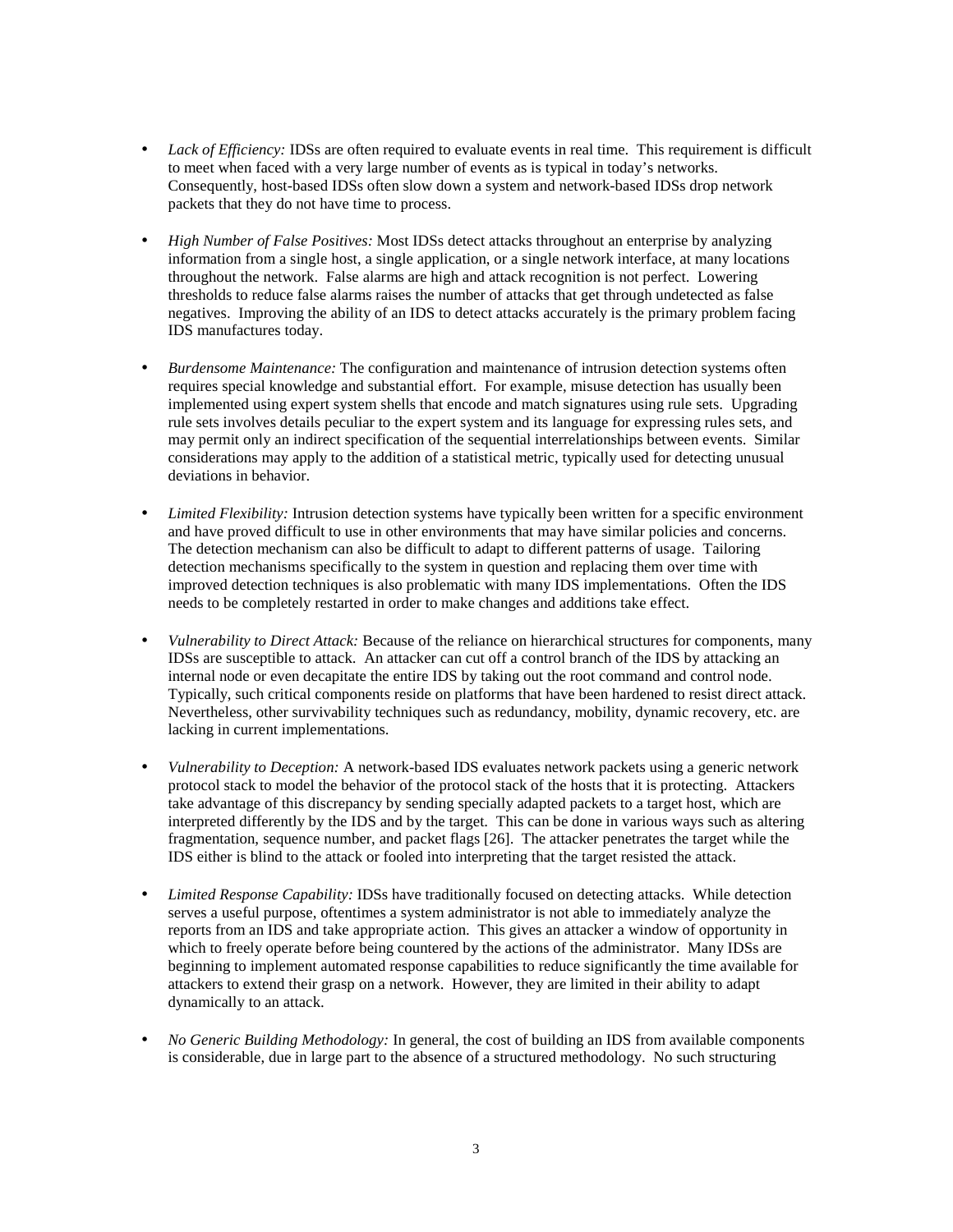- *Lack of Efficiency:* IDSs are often required to evaluate events in real time. This requirement is difficult to meet when faced with a very large number of events as is typical in today's networks. Consequently, host-based IDSs often slow down a system and network-based IDSs drop network packets that they do not have time to process.

- *High Number of False Positives:* Most IDSs detect attacks throughout an enterprise by analyzing information from a single host, a single application, or a single network interface, at many locations throughout the network. False alarms are high and attack recognition is not perfect. Lowering thresholds to reduce false alarms raises the number of attacks that get through undetected as false negatives. Improving the ability of an IDS to detect attacks accurately is the primary problem facing IDS manufactures today.

- *Burdensome Maintenance:* The configuration and maintenance of intrusion detection systems often requires special knowledge and substantial effort. For example, misuse detection has usually been implemented using expert system shells that encode and match signatures using rule sets. Upgrading rule sets involves details peculiar to the expert system and its language for expressing rules sets, and may permit only an indirect specification of the sequential interrelationships between events. Similar considerations may apply to the addition of a statistical metric, typically used for detecting unusual deviations in behavior.

- *Limited Flexibility:* Intrusion detection systems have typically been written for a specific environment and have proved difficult to use in other environments that may have similar policies and concerns. The detection mechanism can also be difficult to adapt to different patterns of usage. Tailoring detection mechanisms specifically to the system in question and replacing them over time with improved detection techniques is also problematic with many IDS implementations. Often the IDS needs to be completely restarted in order to make changes and additions take effect.

- *Vulnerability to Direct Attack:* Because of the reliance on hierarchical structures for components, many IDSs are susceptible to attack. An attacker can cut off a control branch of the IDS by attacking an internal node or even decapitate the entire IDS by taking out the root command and control node. Typically, such critical components reside on platforms that have been hardened to resist direct attack. Nevertheless, other survivability techniques such as redundancy, mobility, dynamic recovery, etc. are lacking in current implementations.

- *Vulnerability to Deception:* A network-based IDS evaluates network packets using a generic network protocol stack to model the behavior of the protocol stack of the hosts that it is protecting. Attackers take advantage of this discrepancy by sending specially adapted packets to a target host, which are interpreted differently by the IDS and by the target. This can be done in various ways such as altering fragmentation, sequence number, and packet flags [26]. The attacker penetrates the target while the IDS either is blind to the attack or fooled into interpreting that the target resisted the attack.

- *Limited Response Capability:* IDSs have traditionally focused on detecting attacks. While detection serves a useful purpose, oftentimes a system administrator is not able to immediately analyze the reports from an IDS and take appropriate action. This gives an attacker a window of opportunity in which to freely operate before being countered by the actions of the administrator. Many IDSs are beginning to implement automated response capabilities to reduce significantly the time available for attackers to extend their grasp on a network. However, they are limited in their ability to adapt dynamically to an attack.

- *No Generic Building Methodology:* In general, the cost of building an IDS from available components is considerable, due in large part to the absence of a structured methodology. No such structuring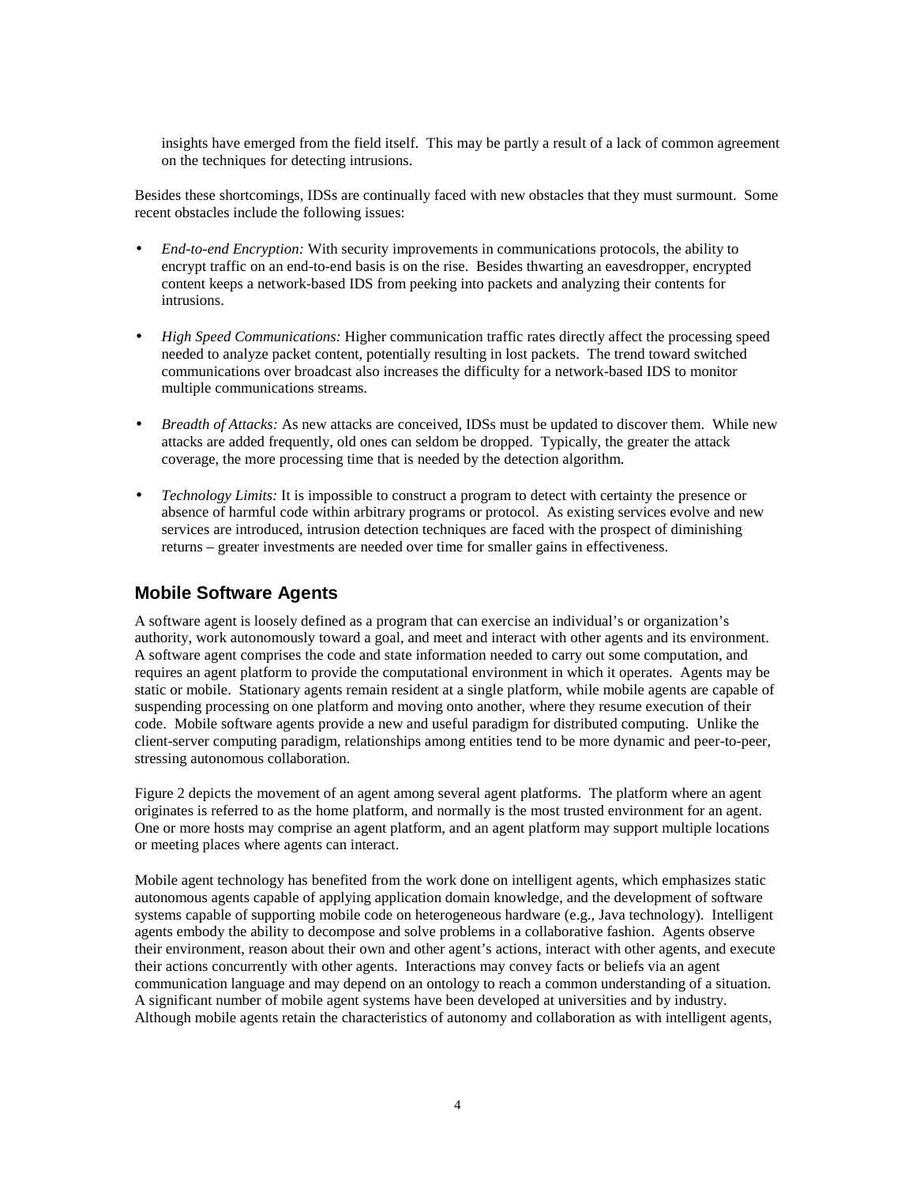insights have emerged from the field itself. This may be partly a result of a lack of common agreement on the techniques for detecting intrusions.

Besides these shortcomings, IDSs are continually faced with new obstacles that they must surmount. Some recent obstacles include the following issues:

- *End-to-end Encryption:* With security improvements in communications protocols, the ability to encrypt traffic on an end-to-end basis is on the rise. Besides thwarting an eavesdropper, encrypted content keeps a network-based IDS from peeking into packets and analyzing their contents for intrusions.

- *High Speed Communications:* Higher communication traffic rates directly affect the processing speed needed to analyze packet content, potentially resulting in lost packets. The trend toward switched communications over broadcast also increases the difficulty for a network-based IDS to monitor multiple communications streams.

- *Breadth of Attacks:* As new attacks are conceived, IDSs must be updated to discover them. While new attacks are added frequently, old ones can seldom be dropped. Typically, the greater the attack coverage, the more processing time that is needed by the detection algorithm.

- *Technology Limits:* It is impossible to construct a program to detect with certainty the presence or absence of harmful code within arbitrary programs or protocol. As existing services evolve and new services are introduced, intrusion detection techniques are faced with the prospect of diminishing returns – greater investments are needed over time for smaller gains in effectiveness.

## Mobile Software Agents

A software agent is loosely defined as a program that can exercise an individual's or organization's authority, work autonomously toward a goal, and meet and interact with other agents and its environment. A software agent comprises the code and state information needed to carry out some computation, and requires an agent platform to provide the computational environment in which it operates. Agents may be static or mobile. Stationary agents remain resident at a single platform, while mobile agents are capable of suspending processing on one platform and moving onto another, where they resume execution of their code. Mobile software agents provide a new and useful paradigm for distributed computing. Unlike the client-server computing paradigm, relationships among entities tend to be more dynamic and peer-to-peer, stressing autonomous collaboration.

Figure 2 depicts the movement of an agent among several agent platforms. The platform where an agent originates is referred to as the home platform, and normally is the most trusted environment for an agent. One or more hosts may comprise an agent platform, and an agent platform may support multiple locations or meeting places where agents can interact.

Mobile agent technology has benefited from the work done on intelligent agents, which emphasizes static autonomous agents capable of applying application domain knowledge, and the development of software systems capable of supporting mobile code on heterogeneous hardware (e.g., Java technology). Intelligent agents embody the ability to decompose and solve problems in a collaborative fashion. Agents observe their environment, reason about their own and other agent's actions, interact with other agents, and execute their actions concurrently with other agents. Interactions may convey facts or beliefs via an agent communication language and may depend on an ontology to reach a common understanding of a situation. A significant number of mobile agent systems have been developed at universities and by industry. Although mobile agents retain the characteristics of autonomy and collaboration as with intelligent agents,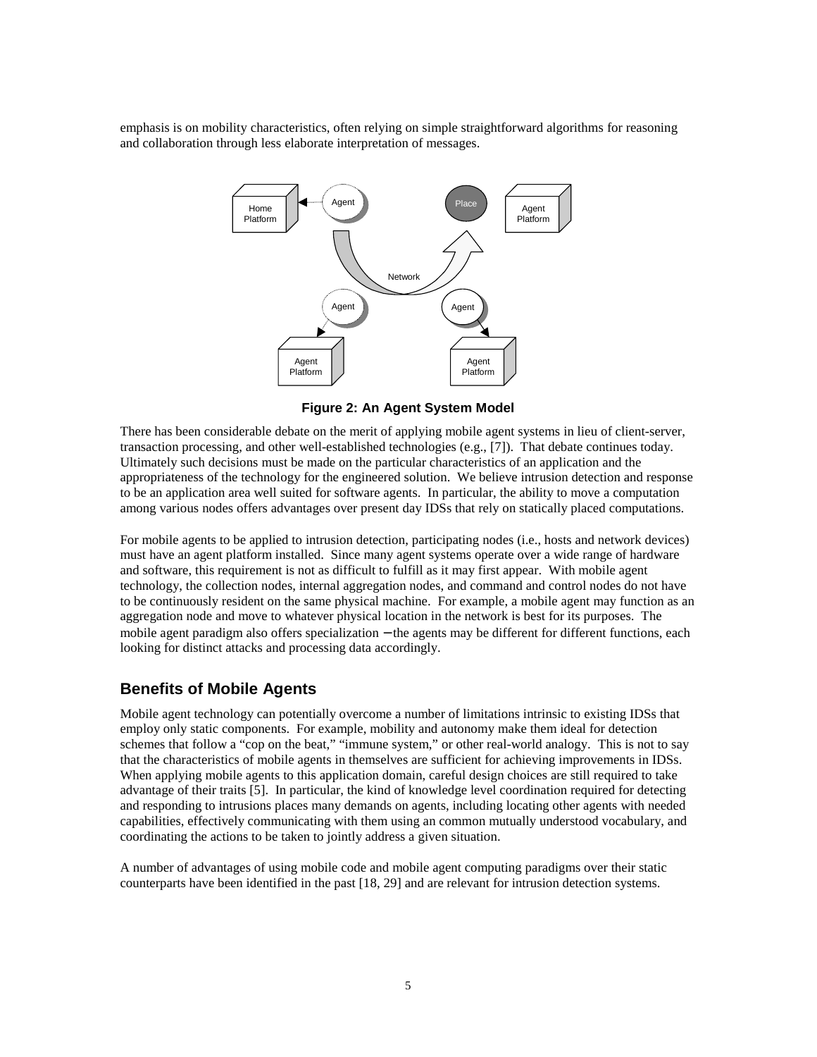emphasis is on mobility characteristics, often relying on simple straightforward algorithms for reasoning and collaboration through less elaborate interpretation of messages.

**Figure 2: An Agent System Model**

There has been considerable debate on the merit of applying mobile agent systems in lieu of client-server, transaction processing, and other well-established technologies (e.g., [7]). That debate continues today. Ultimately such decisions must be made on the particular characteristics of an application and the appropriateness of the technology for the engineered solution. We believe intrusion detection and response to be an application area well suited for software agents. In particular, the ability to move a computation among various nodes offers advantages over present day IDSs that rely on statically placed computations.

For mobile agents to be applied to intrusion detection, participating nodes (i.e., hosts and network devices) must have an agent platform installed. Since many agent systems operate over a wide range of hardware and software, this requirement is not as difficult to fulfill as it may first appear. With mobile agent technology, the collection nodes, internal aggregation nodes, and command and control nodes do not have to be continuously resident on the same physical machine. For example, a mobile agent may function as an aggregation node and move to whatever physical location in the network is best for its purposes. The mobile agent paradigm also offers specialization − the agents may be different for different functions, each looking for distinct attacks and processing data accordingly.

## Benefits of Mobile Agents

Mobile agent technology can potentially overcome a number of limitations intrinsic to existing IDSs that employ only static components. For example, mobility and autonomy make them ideal for detection schemes that follow a "cop on the beat," "immune system," or other real-world analogy. This is not to say that the characteristics of mobile agents in themselves are sufficient for achieving improvements in IDSs. When applying mobile agents to this application domain, careful design choices are still required to take advantage of their traits [5]. In particular, the kind of knowledge level coordination required for detecting and responding to intrusions places many demands on agents, including locating other agents with needed capabilities, effectively communicating with them using an common mutually understood vocabulary, and coordinating the actions to be taken to jointly address a given situation.

A number of advantages of using mobile code and mobile agent computing paradigms over their static counterparts have been identified in the past [18, 29] and are relevant for intrusion detection systems.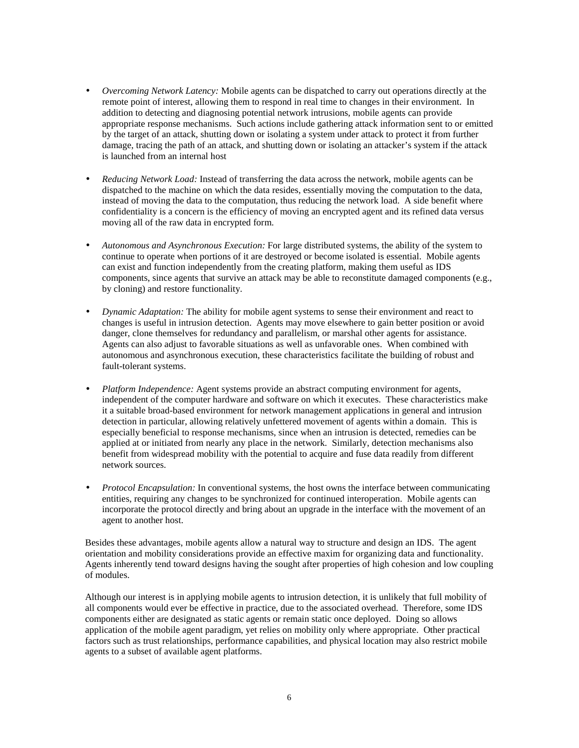- *Overcoming Network Latency:* Mobile agents can be dispatched to carry out operations directly at the remote point of interest, allowing them to respond in real time to changes in their environment. In addition to detecting and diagnosing potential network intrusions, mobile agents can provide appropriate response mechanisms. Such actions include gathering attack information sent to or emitted by the target of an attack, shutting down or isolating a system under attack to protect it from further damage, tracing the path of an attack, and shutting down or isolating an attacker's system if the attack is launched from an internal host

- *Reducing Network Load:* Instead of transferring the data across the network, mobile agents can be dispatched to the machine on which the data resides, essentially moving the computation to the data, instead of moving the data to the computation, thus reducing the network load. A side benefit where confidentiality is a concern is the efficiency of moving an encrypted agent and its refined data versus moving all of the raw data in encrypted form.

- *Autonomous and Asynchronous Execution:* For large distributed systems, the ability of the system to continue to operate when portions of it are destroyed or become isolated is essential. Mobile agents can exist and function independently from the creating platform, making them useful as IDS components, since agents that survive an attack may be able to reconstitute damaged components (e.g., by cloning) and restore functionality.

- *Dynamic Adaptation:* The ability for mobile agent systems to sense their environment and react to changes is useful in intrusion detection. Agents may move elsewhere to gain better position or avoid danger, clone themselves for redundancy and parallelism, or marshal other agents for assistance. Agents can also adjust to favorable situations as well as unfavorable ones. When combined with autonomous and asynchronous execution, these characteristics facilitate the building of robust and fault-tolerant systems.

- *Platform Independence:* Agent systems provide an abstract computing environment for agents, independent of the computer hardware and software on which it executes. These characteristics make it a suitable broad-based environment for network management applications in general and intrusion detection in particular, allowing relatively unfettered movement of agents within a domain. This is especially beneficial to response mechanisms, since when an intrusion is detected, remedies can be applied at or initiated from nearly any place in the network. Similarly, detection mechanisms also benefit from widespread mobility with the potential to acquire and fuse data readily from different network sources.

- *Protocol Encapsulation:* In conventional systems, the host owns the interface between communicating entities, requiring any changes to be synchronized for continued interoperation. Mobile agents can incorporate the protocol directly and bring about an upgrade in the interface with the movement of an agent to another host.

Besides these advantages, mobile agents allow a natural way to structure and design an IDS. The agent orientation and mobility considerations provide an effective maxim for organizing data and functionality. Agents inherently tend toward designs having the sought after properties of high cohesion and low coupling of modules.

Although our interest is in applying mobile agents to intrusion detection, it is unlikely that full mobility of all components would ever be effective in practice, due to the associated overhead. Therefore, some IDS components either are designated as static agents or remain static once deployed. Doing so allows application of the mobile agent paradigm, yet relies on mobility only where appropriate. Other practical factors such as trust relationships, performance capabilities, and physical location may also restrict mobile agents to a subset of available agent platforms.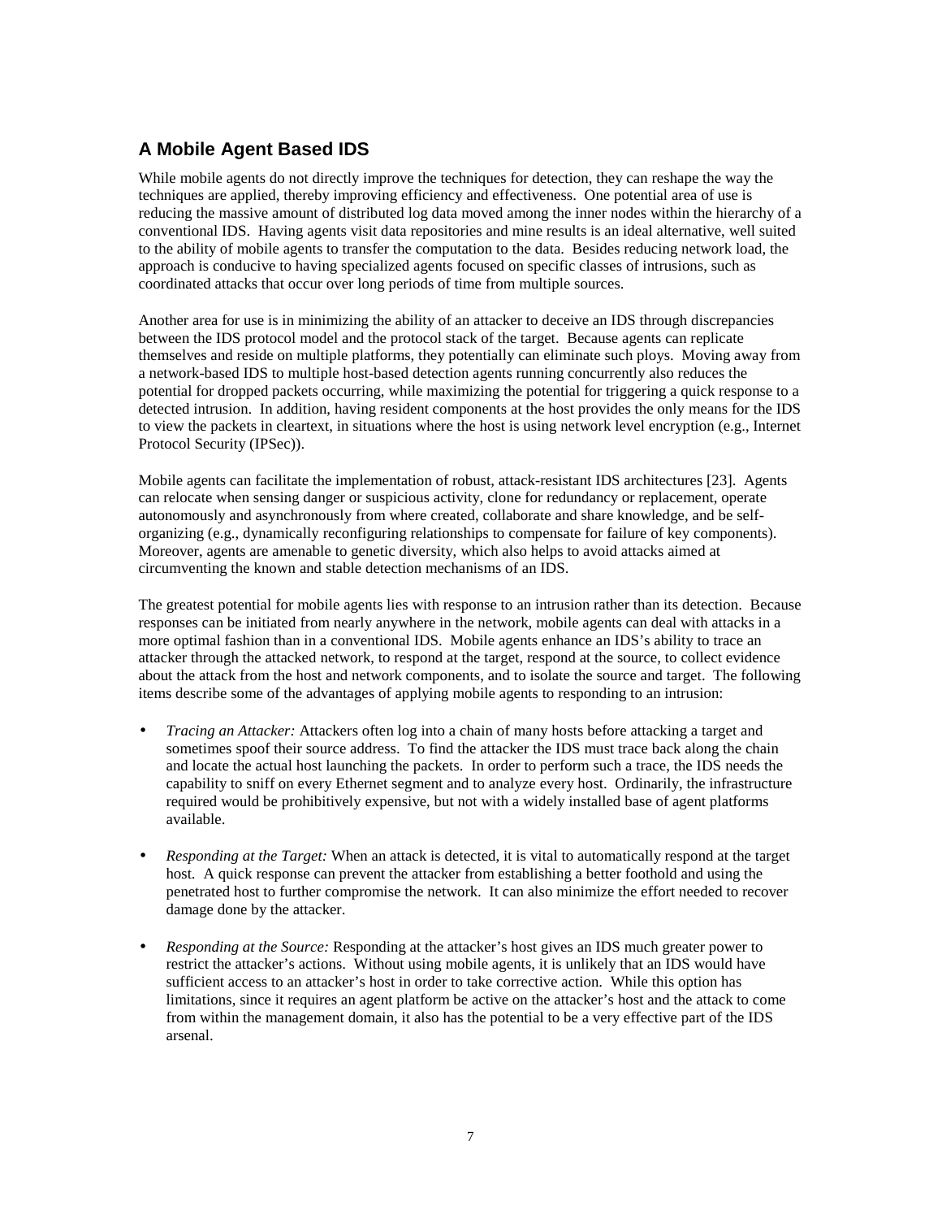## A Mobile Agent Based IDS

While mobile agents do not directly improve the techniques for detection, they can reshape the way the techniques are applied, thereby improving efficiency and effectiveness. One potential area of use is reducing the massive amount of distributed log data moved among the inner nodes within the hierarchy of a conventional IDS. Having agents visit data repositories and mine results is an ideal alternative, well suited to the ability of mobile agents to transfer the computation to the data. Besides reducing network load, the approach is conducive to having specialized agents focused on specific classes of intrusions, such as coordinated attacks that occur over long periods of time from multiple sources.

Another area for use is in minimizing the ability of an attacker to deceive an IDS through discrepancies between the IDS protocol model and the protocol stack of the target. Because agents can replicate themselves and reside on multiple platforms, they potentially can eliminate such ploys. Moving away from a network-based IDS to multiple host-based detection agents running concurrently also reduces the potential for dropped packets occurring, while maximizing the potential for triggering a quick response to a detected intrusion. In addition, having resident components at the host provides the only means for the IDS to view the packets in cleartext, in situations where the host is using network level encryption (e.g., Internet Protocol Security (IPSec)).

Mobile agents can facilitate the implementation of robust, attack-resistant IDS architectures [23]. Agents can relocate when sensing danger or suspicious activity, clone for redundancy or replacement, operate autonomously and asynchronously from where created, collaborate and share knowledge, and be self-organizing (e.g., dynamically reconfiguring relationships to compensate for failure of key components). Moreover, agents are amenable to genetic diversity, which also helps to avoid attacks aimed at circumventing the known and stable detection mechanisms of an IDS.

The greatest potential for mobile agents lies with response to an intrusion rather than its detection. Because responses can be initiated from nearly anywhere in the network, mobile agents can deal with attacks in a more optimal fashion than in a conventional IDS. Mobile agents enhance an IDS's ability to trace an attacker through the attacked network, to respond at the target, respond at the source, to collect evidence about the attack from the host and network components, and to isolate the source and target. The following items describe some of the advantages of applying mobile agents to responding to an intrusion:

- *Tracing an Attacker:* Attackers often log into a chain of many hosts before attacking a target and sometimes spoof their source address. To find the attacker the IDS must trace back along the chain and locate the actual host launching the packets. In order to perform such a trace, the IDS needs the capability to sniff on every Ethernet segment and to analyze every host. Ordinarily, the infrastructure required would be prohibitively expensive, but not with a widely installed base of agent platforms available.

- *Responding at the Target:* When an attack is detected, it is vital to automatically respond at the target host. A quick response can prevent the attacker from establishing a better foothold and using the penetrated host to further compromise the network. It can also minimize the effort needed to recover damage done by the attacker.

- *Responding at the Source:* Responding at the attacker's host gives an IDS much greater power to restrict the attacker's actions. Without using mobile agents, it is unlikely that an IDS would have sufficient access to an attacker's host in order to take corrective action. While this option has limitations, since it requires an agent platform be active on the attacker's host and the attack to come from within the management domain, it also has the potential to be a very effective part of the IDS arsenal.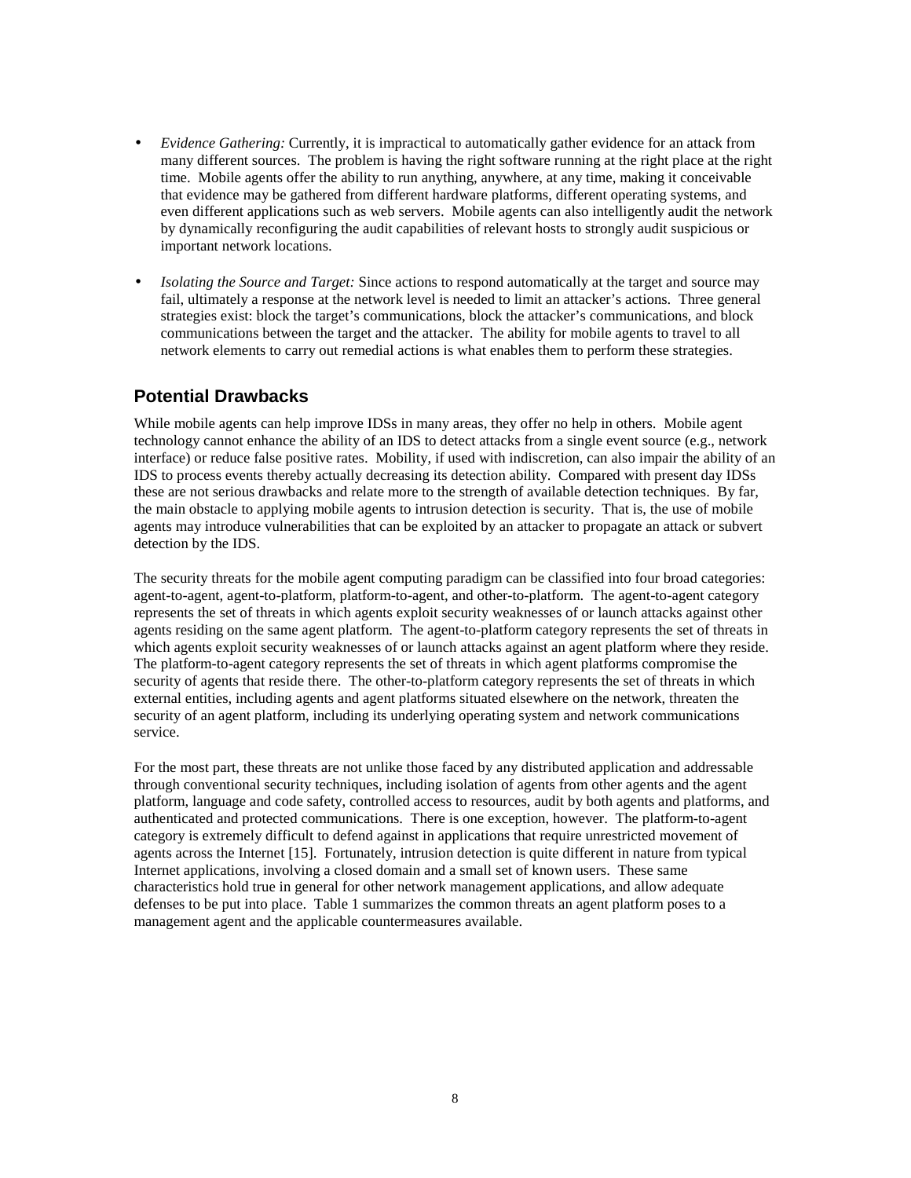- *Evidence Gathering:* Currently, it is impractical to automatically gather evidence for an attack from many different sources. The problem is having the right software running at the right place at the right time. Mobile agents offer the ability to run anything, anywhere, at any time, making it conceivable that evidence may be gathered from different hardware platforms, different operating systems, and even different applications such as web servers. Mobile agents can also intelligently audit the network by dynamically reconfiguring the audit capabilities of relevant hosts to strongly audit suspicious or important network locations.

- *Isolating the Source and Target:* Since actions to respond automatically at the target and source may fail, ultimately a response at the network level is needed to limit an attacker's actions. Three general strategies exist: block the target's communications, block the attacker's communications, and block communications between the target and the attacker. The ability for mobile agents to travel to all network elements to carry out remedial actions is what enables them to perform these strategies.

## Potential Drawbacks

While mobile agents can help improve IDSs in many areas, they offer no help in others. Mobile agent technology cannot enhance the ability of an IDS to detect attacks from a single event source (e.g., network interface) or reduce false positive rates. Mobility, if used with indiscretion, can also impair the ability of an IDS to process events thereby actually decreasing its detection ability. Compared with present day IDSs these are not serious drawbacks and relate more to the strength of available detection techniques. By far, the main obstacle to applying mobile agents to intrusion detection is security. That is, the use of mobile agents may introduce vulnerabilities that can be exploited by an attacker to propagate an attack or subvert detection by the IDS.

The security threats for the mobile agent computing paradigm can be classified into four broad categories: agent-to-agent, agent-to-platform, platform-to-agent, and other-to-platform. The agent-to-agent category represents the set of threats in which agents exploit security weaknesses of or launch attacks against other agents residing on the same agent platform. The agent-to-platform category represents the set of threats in which agents exploit security weaknesses of or launch attacks against an agent platform where they reside. The platform-to-agent category represents the set of threats in which agent platforms compromise the security of agents that reside there. The other-to-platform category represents the set of threats in which external entities, including agents and agent platforms situated elsewhere on the network, threaten the security of an agent platform, including its underlying operating system and network communications service.

For the most part, these threats are not unlike those faced by any distributed application and addressable through conventional security techniques, including isolation of agents from other agents and the agent platform, language and code safety, controlled access to resources, audit by both agents and platforms, and authenticated and protected communications. There is one exception, however. The platform-to-agent category is extremely difficult to defend against in applications that require unrestricted movement of agents across the Internet [15]. Fortunately, intrusion detection is quite different in nature from typical Internet applications, involving a closed domain and a small set of known users. These same characteristics hold true in general for other network management applications, and allow adequate defenses to be put into place. Table 1 summarizes the common threats an agent platform poses to a management agent and the applicable countermeasures available.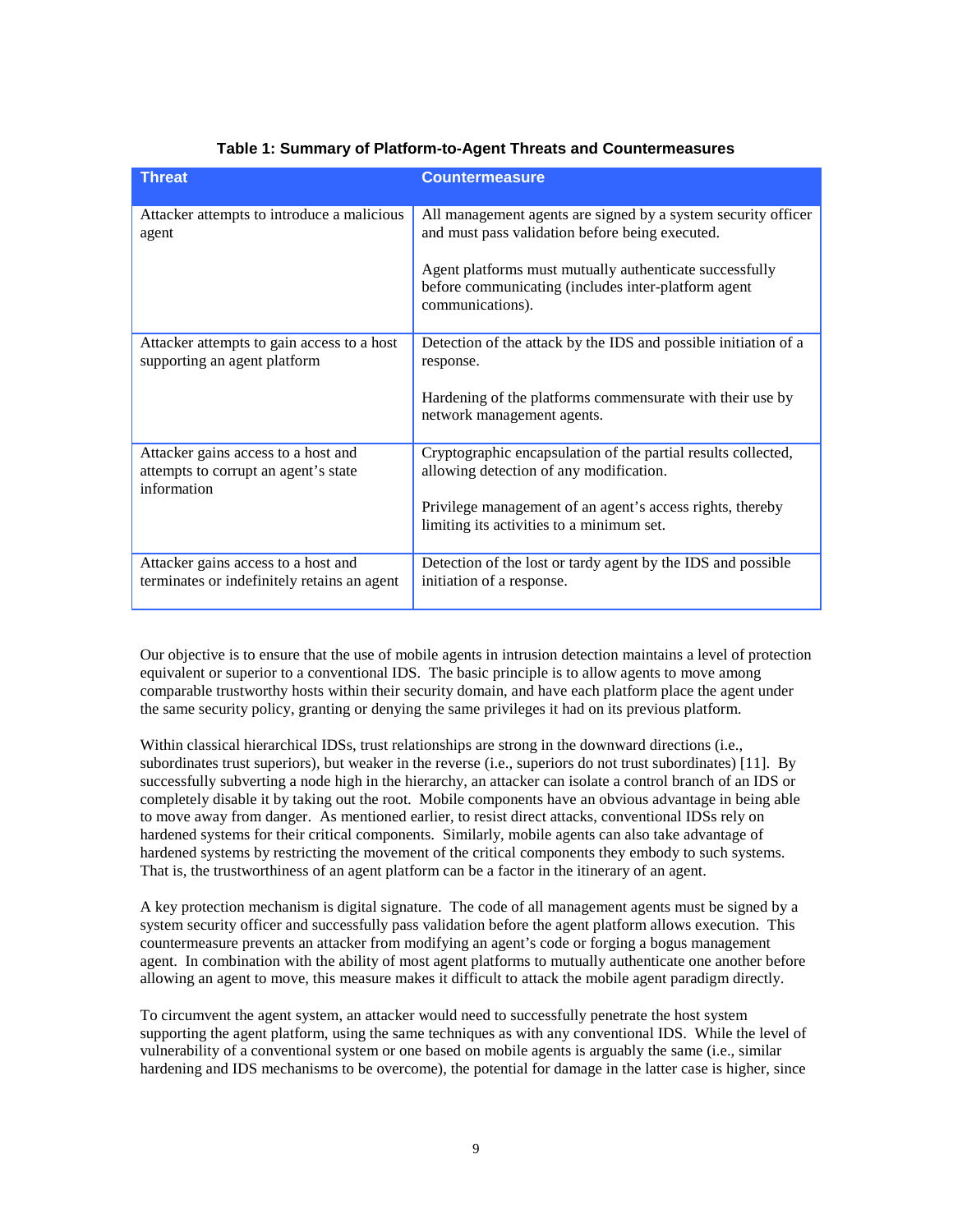**Table 1: Summary of Platform-to-Agent Threats and Countermeasures**

| Threat | Countermeasure |
| --- | --- |
| Attacker attempts to introduce a malicious agent | All management agents are signed by a system security officer and must pass validation before being executed.<br><br>Agent platforms must mutually authenticate successfully before communicating (includes inter-platform agent communications). |
| Attacker attempts to gain access to a host supporting an agent platform | Detection of the attack by the IDS and possible initiation of a response.<br><br>Hardening of the platforms commensurate with their use by network management agents. |
| Attacker gains access to a host and attempts to corrupt an agent's state information | Cryptographic encapsulation of the partial results collected, allowing detection of any modification.<br><br>Privilege management of an agent's access rights, thereby limiting its activities to a minimum set. |
| Attacker gains access to a host and terminates or indefinitely retains an agent | Detection of the lost or tardy agent by the IDS and possible initiation of a response. |

Our objective is to ensure that the use of mobile agents in intrusion detection maintains a level of protection equivalent or superior to a conventional IDS. The basic principle is to allow agents to move among comparable trustworthy hosts within their security domain, and have each platform place the agent under the same security policy, granting or denying the same privileges it had on its previous platform.

Within classical hierarchical IDSs, trust relationships are strong in the downward directions (i.e., subordinates trust superiors), but weaker in the reverse (i.e., superiors do not trust subordinates) [11]. By successfully subverting a node high in the hierarchy, an attacker can isolate a control branch of an IDS or completely disable it by taking out the root. Mobile components have an obvious advantage in being able to move away from danger. As mentioned earlier, to resist direct attacks, conventional IDSs rely on hardened systems for their critical components. Similarly, mobile agents can also take advantage of hardened systems by restricting the movement of the critical components they embody to such systems. That is, the trustworthiness of an agent platform can be a factor in the itinerary of an agent.

A key protection mechanism is digital signature. The code of all management agents must be signed by a system security officer and successfully pass validation before the agent platform allows execution. This countermeasure prevents an attacker from modifying an agent's code or forging a bogus management agent. In combination with the ability of most agent platforms to mutually authenticate one another before allowing an agent to move, this measure makes it difficult to attack the mobile agent paradigm directly.

To circumvent the agent system, an attacker would need to successfully penetrate the host system supporting the agent platform, using the same techniques as with any conventional IDS. While the level of vulnerability of a conventional system or one based on mobile agents is arguably the same (i.e., similar hardening and IDS mechanisms to be overcome), the potential for damage in the latter case is higher, since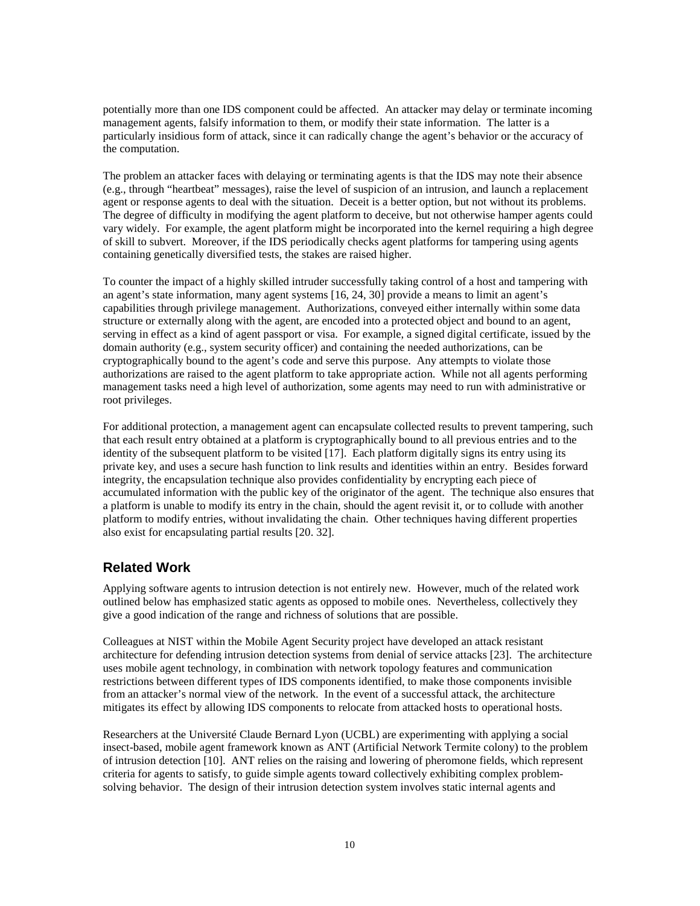potentially more than one IDS component could be affected. An attacker may delay or terminate incoming management agents, falsify information to them, or modify their state information. The latter is a particularly insidious form of attack, since it can radically change the agent's behavior or the accuracy of the computation.

The problem an attacker faces with delaying or terminating agents is that the IDS may note their absence (e.g., through "heartbeat" messages), raise the level of suspicion of an intrusion, and launch a replacement agent or response agents to deal with the situation. Deceit is a better option, but not without its problems. The degree of difficulty in modifying the agent platform to deceive, but not otherwise hamper agents could vary widely. For example, the agent platform might be incorporated into the kernel requiring a high degree of skill to subvert. Moreover, if the IDS periodically checks agent platforms for tampering using agents containing genetically diversified tests, the stakes are raised higher.

To counter the impact of a highly skilled intruder successfully taking control of a host and tampering with an agent's state information, many agent systems [16, 24, 30] provide a means to limit an agent's capabilities through privilege management. Authorizations, conveyed either internally within some data structure or externally along with the agent, are encoded into a protected object and bound to an agent, serving in effect as a kind of agent passport or visa. For example, a signed digital certificate, issued by the domain authority (e.g., system security officer) and containing the needed authorizations, can be cryptographically bound to the agent's code and serve this purpose. Any attempts to violate those authorizations are raised to the agent platform to take appropriate action. While not all agents performing management tasks need a high level of authorization, some agents may need to run with administrative or root privileges.

For additional protection, a management agent can encapsulate collected results to prevent tampering, such that each result entry obtained at a platform is cryptographically bound to all previous entries and to the identity of the subsequent platform to be visited [17]. Each platform digitally signs its entry using its private key, and uses a secure hash function to link results and identities within an entry. Besides forward integrity, the encapsulation technique also provides confidentiality by encrypting each piece of accumulated information with the public key of the originator of the agent. The technique also ensures that a platform is unable to modify its entry in the chain, should the agent revisit it, or to collude with another platform to modify entries, without invalidating the chain. Other techniques having different properties also exist for encapsulating partial results [20. 32].

## Related Work

Applying software agents to intrusion detection is not entirely new. However, much of the related work outlined below has emphasized static agents as opposed to mobile ones. Nevertheless, collectively they give a good indication of the range and richness of solutions that are possible.

Colleagues at NIST within the Mobile Agent Security project have developed an attack resistant architecture for defending intrusion detection systems from denial of service attacks [23]. The architecture uses mobile agent technology, in combination with network topology features and communication restrictions between different types of IDS components identified, to make those components invisible from an attacker's normal view of the network. In the event of a successful attack, the architecture mitigates its effect by allowing IDS components to relocate from attacked hosts to operational hosts.

Researchers at the Université Claude Bernard Lyon (UCBL) are experimenting with applying a social insect-based, mobile agent framework known as ANT (Artificial Network Termite colony) to the problem of intrusion detection [10]. ANT relies on the raising and lowering of pheromone fields, which represent criteria for agents to satisfy, to guide simple agents toward collectively exhibiting complex problem-solving behavior. The design of their intrusion detection system involves static internal agents and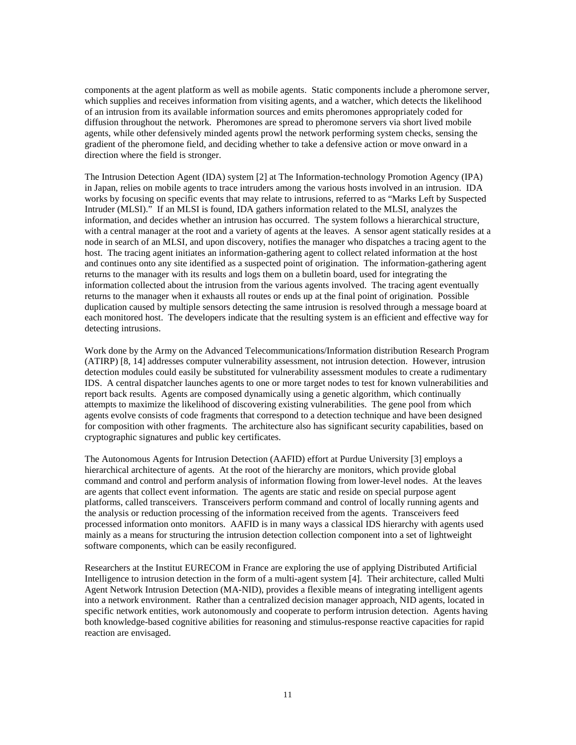components at the agent platform as well as mobile agents. Static components include a pheromone server, which supplies and receives information from visiting agents, and a watcher, which detects the likelihood of an intrusion from its available information sources and emits pheromones appropriately coded for diffusion throughout the network. Pheromones are spread to pheromone servers via short lived mobile agents, while other defensively minded agents prowl the network performing system checks, sensing the gradient of the pheromone field, and deciding whether to take a defensive action or move onward in a direction where the field is stronger.

The Intrusion Detection Agent (IDA) system [2] at The Information-technology Promotion Agency (IPA) in Japan, relies on mobile agents to trace intruders among the various hosts involved in an intrusion. IDA works by focusing on specific events that may relate to intrusions, referred to as "Marks Left by Suspected Intruder (MLSI)." If an MLSI is found, IDA gathers information related to the MLSI, analyzes the information, and decides whether an intrusion has occurred. The system follows a hierarchical structure, with a central manager at the root and a variety of agents at the leaves. A sensor agent statically resides at a node in search of an MLSI, and upon discovery, notifies the manager who dispatches a tracing agent to the host. The tracing agent initiates an information-gathering agent to collect related information at the host and continues onto any site identified as a suspected point of origination. The information-gathering agent returns to the manager with its results and logs them on a bulletin board, used for integrating the information collected about the intrusion from the various agents involved. The tracing agent eventually returns to the manager when it exhausts all routes or ends up at the final point of origination. Possible duplication caused by multiple sensors detecting the same intrusion is resolved through a message board at each monitored host. The developers indicate that the resulting system is an efficient and effective way for detecting intrusions.

Work done by the Army on the Advanced Telecommunications/Information distribution Research Program (ATIRP) [8, 14] addresses computer vulnerability assessment, not intrusion detection. However, intrusion detection modules could easily be substituted for vulnerability assessment modules to create a rudimentary IDS. A central dispatcher launches agents to one or more target nodes to test for known vulnerabilities and report back results. Agents are composed dynamically using a genetic algorithm, which continually attempts to maximize the likelihood of discovering existing vulnerabilities. The gene pool from which agents evolve consists of code fragments that correspond to a detection technique and have been designed for composition with other fragments. The architecture also has significant security capabilities, based on cryptographic signatures and public key certificates.

The Autonomous Agents for Intrusion Detection (AAFID) effort at Purdue University [3] employs a hierarchical architecture of agents. At the root of the hierarchy are monitors, which provide global command and control and perform analysis of information flowing from lower-level nodes. At the leaves are agents that collect event information. The agents are static and reside on special purpose agent platforms, called transceivers. Transceivers perform command and control of locally running agents and the analysis or reduction processing of the information received from the agents. Transceivers feed processed information onto monitors. AAFID is in many ways a classical IDS hierarchy with agents used mainly as a means for structuring the intrusion detection collection component into a set of lightweight software components, which can be easily reconfigured.

Researchers at the Institut EURECOM in France are exploring the use of applying Distributed Artificial Intelligence to intrusion detection in the form of a multi-agent system [4]. Their architecture, called Multi Agent Network Intrusion Detection (MA-NID), provides a flexible means of integrating intelligent agents into a network environment. Rather than a centralized decision manager approach, NID agents, located in specific network entities, work autonomously and cooperate to perform intrusion detection. Agents having both knowledge-based cognitive abilities for reasoning and stimulus-response reactive capacities for rapid reaction are envisaged.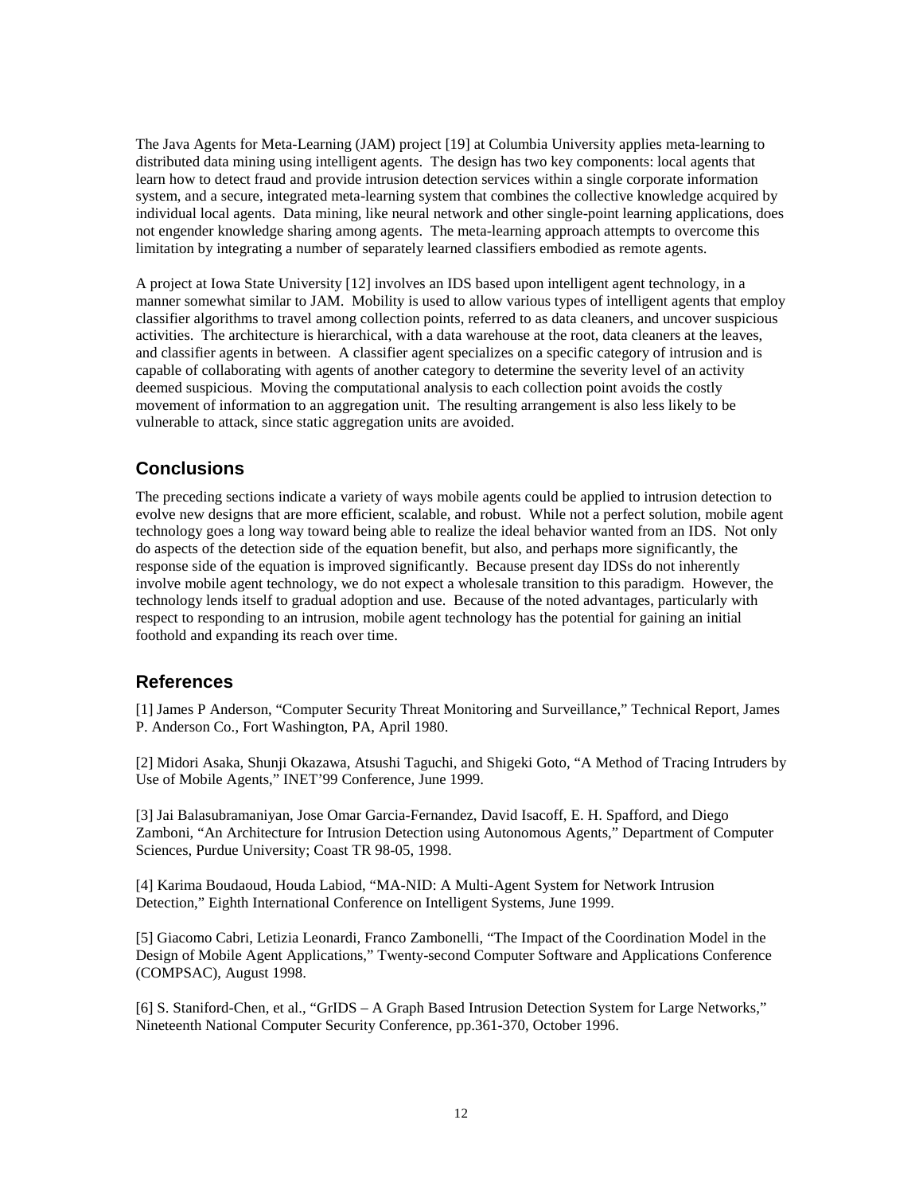The Java Agents for Meta-Learning (JAM) project [19] at Columbia University applies meta-learning to distributed data mining using intelligent agents. The design has two key components: local agents that learn how to detect fraud and provide intrusion detection services within a single corporate information system, and a secure, integrated meta-learning system that combines the collective knowledge acquired by individual local agents. Data mining, like neural network and other single-point learning applications, does not engender knowledge sharing among agents. The meta-learning approach attempts to overcome this limitation by integrating a number of separately learned classifiers embodied as remote agents.

A project at Iowa State University [12] involves an IDS based upon intelligent agent technology, in a manner somewhat similar to JAM. Mobility is used to allow various types of intelligent agents that employ classifier algorithms to travel among collection points, referred to as data cleaners, and uncover suspicious activities. The architecture is hierarchical, with a data warehouse at the root, data cleaners at the leaves, and classifier agents in between. A classifier agent specializes on a specific category of intrusion and is capable of collaborating with agents of another category to determine the severity level of an activity deemed suspicious. Moving the computational analysis to each collection point avoids the costly movement of information to an aggregation unit. The resulting arrangement is also less likely to be vulnerable to attack, since static aggregation units are avoided.

## Conclusions

The preceding sections indicate a variety of ways mobile agents could be applied to intrusion detection to evolve new designs that are more efficient, scalable, and robust. While not a perfect solution, mobile agent technology goes a long way toward being able to realize the ideal behavior wanted from an IDS. Not only do aspects of the detection side of the equation benefit, but also, and perhaps more significantly, the response side of the equation is improved significantly. Because present day IDSs do not inherently involve mobile agent technology, we do not expect a wholesale transition to this paradigm. However, the technology lends itself to gradual adoption and use. Because of the noted advantages, particularly with respect to responding to an intrusion, mobile agent technology has the potential for gaining an initial foothold and expanding its reach over time.

## References

[1] James P Anderson, “Computer Security Threat Monitoring and Surveillance,” Technical Report, James P. Anderson Co., Fort Washington, PA, April 1980.

[2] Midori Asaka, Shunji Okazawa, Atsushi Taguchi, and Shigeki Goto, “A Method of Tracing Intruders by Use of Mobile Agents,” INET’99 Conference, June 1999.

[3] Jai Balasubramaniyan, Jose Omar Garcia-Fernandez, David Isacoff, E. H. Spafford, and Diego Zamboni, “An Architecture for Intrusion Detection using Autonomous Agents,” Department of Computer Sciences, Purdue University; Coast TR 98-05, 1998.

[4] Karima Boudaoud, Houda Labiod, “MA-NID: A Multi-Agent System for Network Intrusion Detection,” Eighth International Conference on Intelligent Systems, June 1999.

[5] Giacomo Cabri, Letizia Leonardi, Franco Zambonelli, “The Impact of the Coordination Model in the Design of Mobile Agent Applications,” Twenty-second Computer Software and Applications Conference (COMPSAC), August 1998.

[6] S. Staniford-Chen, et al., “GrIDS – A Graph Based Intrusion Detection System for Large Networks,” Nineteenth National Computer Security Conference, pp.361-370, October 1996.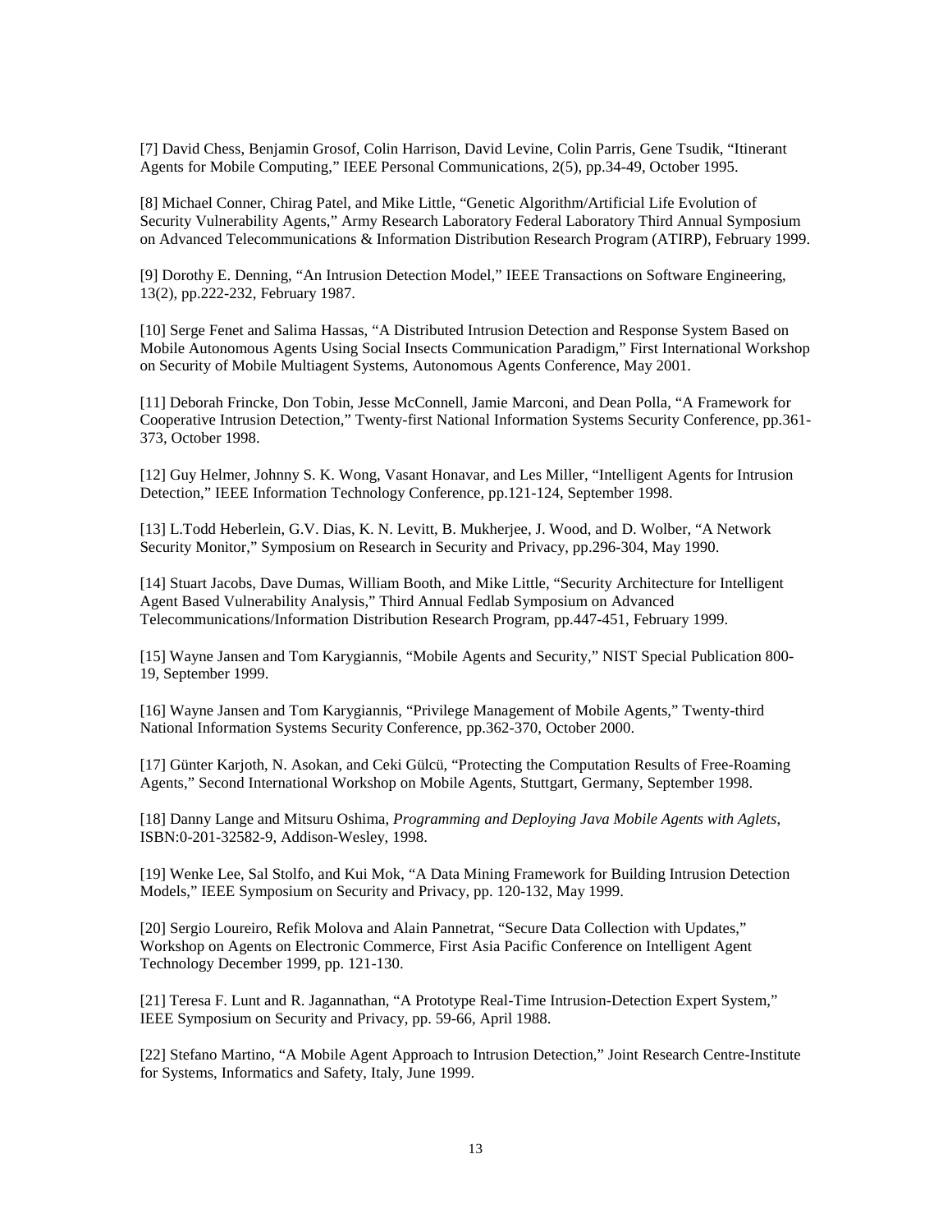[7] David Chess, Benjamin Grosof, Colin Harrison, David Levine, Colin Parris, Gene Tsudik, "Itinerant Agents for Mobile Computing," IEEE Personal Communications, 2(5), pp.34-49, October 1995.

[8] Michael Conner, Chirag Patel, and Mike Little, "Genetic Algorithm/Artificial Life Evolution of Security Vulnerability Agents," Army Research Laboratory Federal Laboratory Third Annual Symposium on Advanced Telecommunications & Information Distribution Research Program (ATIRP), February 1999.

[9] Dorothy E. Denning, "An Intrusion Detection Model," IEEE Transactions on Software Engineering, 13(2), pp.222-232, February 1987.

[10] Serge Fenet and Salima Hassas, "A Distributed Intrusion Detection and Response System Based on Mobile Autonomous Agents Using Social Insects Communication Paradigm," First International Workshop on Security of Mobile Multiagent Systems, Autonomous Agents Conference, May 2001.

[11] Deborah Frincke, Don Tobin, Jesse McConnell, Jamie Marconi, and Dean Polla, "A Framework for Cooperative Intrusion Detection," Twenty-first National Information Systems Security Conference, pp.361-373, October 1998.

[12] Guy Helmer, Johnny S. K. Wong, Vasant Honavar, and Les Miller, "Intelligent Agents for Intrusion Detection," IEEE Information Technology Conference, pp.121-124, September 1998.

[13] L.Todd Heberlein, G.V. Dias, K. N. Levitt, B. Mukherjee, J. Wood, and D. Wolber, "A Network Security Monitor," Symposium on Research in Security and Privacy, pp.296-304, May 1990.

[14] Stuart Jacobs, Dave Dumas, William Booth, and Mike Little, "Security Architecture for Intelligent Agent Based Vulnerability Analysis," Third Annual Fedlab Symposium on Advanced Telecommunications/Information Distribution Research Program, pp.447-451, February 1999.

[15] Wayne Jansen and Tom Karygiannis, "Mobile Agents and Security," NIST Special Publication 800-19, September 1999.

[16] Wayne Jansen and Tom Karygiannis, "Privilege Management of Mobile Agents," Twenty-third National Information Systems Security Conference, pp.362-370, October 2000.

[17] Günter Karjoth, N. Asokan, and Ceki Gülcü, "Protecting the Computation Results of Free-Roaming Agents," Second International Workshop on Mobile Agents, Stuttgart, Germany, September 1998.

[18] Danny Lange and Mitsuru Oshima, *Programming and Deploying Java Mobile Agents with Aglets*, ISBN:0-201-32582-9, Addison-Wesley, 1998.

[19] Wenke Lee, Sal Stolfo, and Kui Mok, "A Data Mining Framework for Building Intrusion Detection Models," IEEE Symposium on Security and Privacy, pp. 120-132, May 1999.

[20] Sergio Loureiro, Refik Molova and Alain Pannetrat, "Secure Data Collection with Updates," Workshop on Agents on Electronic Commerce, First Asia Pacific Conference on Intelligent Agent Technology December 1999, pp. 121-130.

[21] Teresa F. Lunt and R. Jagannathan, "A Prototype Real-Time Intrusion-Detection Expert System," IEEE Symposium on Security and Privacy, pp. 59-66, April 1988.

[22] Stefano Martino, "A Mobile Agent Approach to Intrusion Detection," Joint Research Centre-Institute for Systems, Informatics and Safety, Italy, June 1999.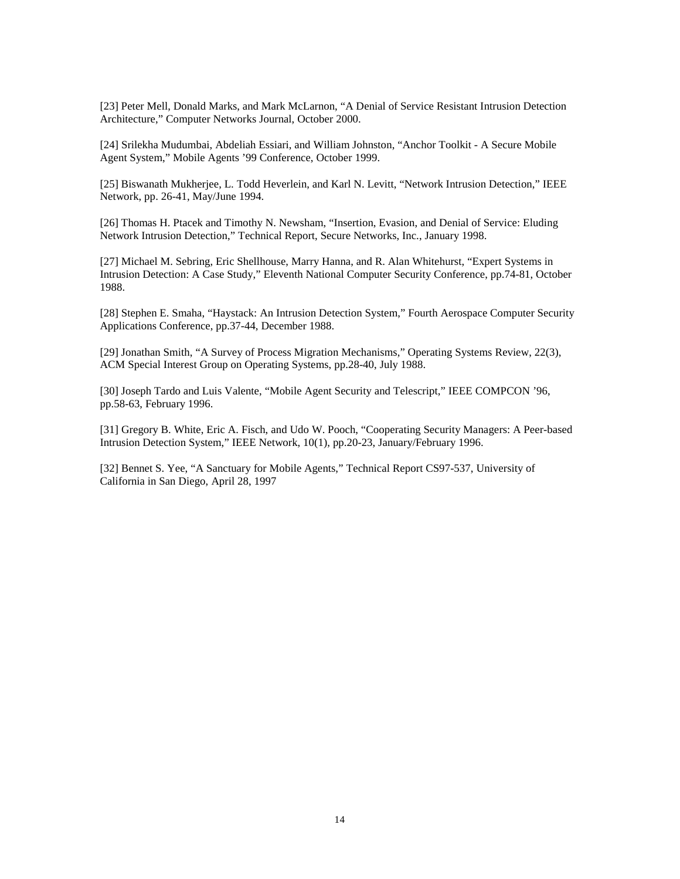[23] Peter Mell, Donald Marks, and Mark McLarnon, “A Denial of Service Resistant Intrusion Detection Architecture,” Computer Networks Journal, October 2000.

[24] Srilekha Mudumbai, Abdeliah Essiari, and William Johnston, “Anchor Toolkit - A Secure Mobile Agent System,” Mobile Agents ’99 Conference, October 1999.

[25] Biswanath Mukherjee, L. Todd Heverlein, and Karl N. Levitt, “Network Intrusion Detection,” IEEE Network, pp. 26-41, May/June 1994.

[26] Thomas H. Ptacek and Timothy N. Newsham, “Insertion, Evasion, and Denial of Service: Eluding Network Intrusion Detection,” Technical Report, Secure Networks, Inc., January 1998.

[27] Michael M. Sebring, Eric Shellhouse, Marry Hanna, and R. Alan Whitehurst, “Expert Systems in Intrusion Detection: A Case Study,” Eleventh National Computer Security Conference, pp.74-81, October 1988.

[28] Stephen E. Smaha, “Haystack: An Intrusion Detection System,” Fourth Aerospace Computer Security Applications Conference, pp.37-44, December 1988.

[29] Jonathan Smith, “A Survey of Process Migration Mechanisms,” Operating Systems Review, 22(3), ACM Special Interest Group on Operating Systems, pp.28-40, July 1988.

[30] Joseph Tardo and Luis Valente, “Mobile Agent Security and Telescript,” IEEE COMPCON ’96, pp.58-63, February 1996.

[31] Gregory B. White, Eric A. Fisch, and Udo W. Pooch, “Cooperating Security Managers: A Peer-based Intrusion Detection System,” IEEE Network, 10(1), pp.20-23, January/February 1996.

[32] Bennet S. Yee, “A Sanctuary for Mobile Agents,” Technical Report CS97-537, University of California in San Diego, April 28, 1997